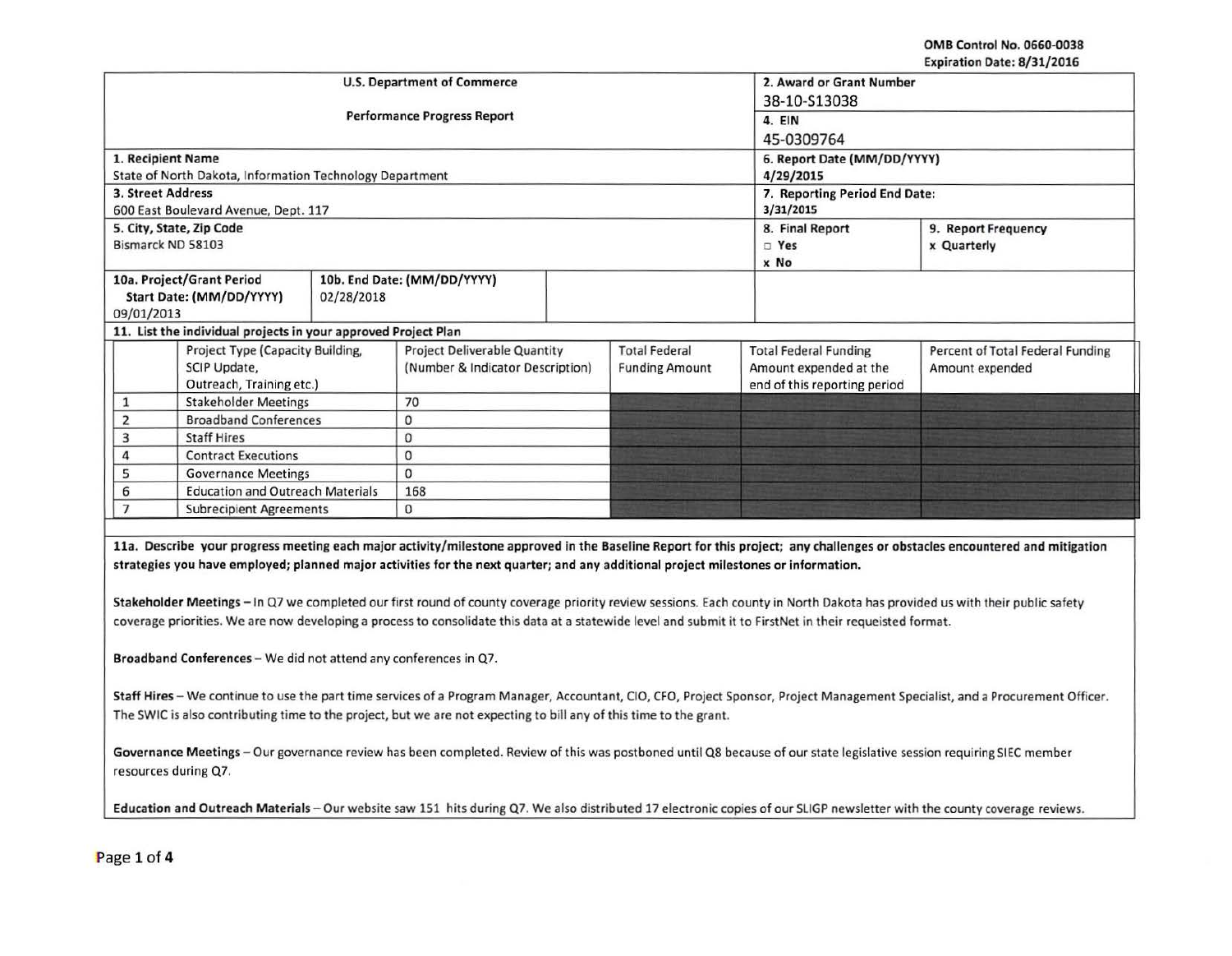OMB Control No. 0660-0038
Expiration Date: 8/31/2016

| U.S. Department of Commerce<br>Performance Progress Report | | 2. Award or Grant Number<br>38-10-S13038 | |
|---|---|---|---|
| | | 4. EIN<br>45-0309764 | |
| 1. Recipient Name<br>State of North Dakota, Information Technology Department | | 6. Report Date (MM/DD/YYYY)<br>4/29/2015 | |
| 3. Street Address<br>600 East Boulevard Avenue, Dept. 117 | | 7. Reporting Period End Date:<br>3/31/2015 | |
| 5. City, State, Zip Code<br>Bismarck ND 58103 | | 8. Final Report<br>□ Yes<br>x No | 9. Report Frequency<br>x Quarterly |
| 10a. Project/Grant Period<br>Start Date: (MM/DD/YYYY)<br>09/01/2013 | 10b. End Date: (MM/DD/YYYY)<br>02/28/2018 | | |

**11. List the individual projects in your approved Project Plan**

| | Project Type (Capacity Building, SCIP Update, Outreach, Training etc.) | Project Deliverable Quantity (Number & Indicator Description) | Total Federal Funding Amount | Total Federal Funding Amount expended at the end of this reporting period | Percent of Total Federal Funding Amount expended |
|---|---|---|---|---|---|
| 1 | Stakeholder Meetings | 70 | | | |
| 2 | Broadband Conferences | 0 | | | |
| 3 | Staff Hires | 0 | | | |
| 4 | Contract Executions | 0 | | | |
| 5 | Governance Meetings | 0 | | | |
| 6 | Education and Outreach Materials | 168 | | | |
| 7 | Subrecipient Agreements | 0 | | | |

**11a. Describe your progress meeting each major activity/milestone approved in the Baseline Report for this project; any challenges or obstacles encountered and mitigation strategies you have employed; planned major activities for the next quarter; and any additional project milestones or information.**

**Stakeholder Meetings** – In Q7 we completed our first round of county coverage priority review sessions. Each county in North Dakota has provided us with their public safety coverage priorities. We are now developing a process to consolidate this data at a statewide level and submit it to FirstNet in their requeisted format.

**Broadband Conferences** – We did not attend any conferences in Q7.

**Staff Hires** – We continue to use the part time services of a Program Manager, Accountant, CIO, CFO, Project Sponsor, Project Management Specialist, and a Procurement Officer. The SWIC is also contributing time to the project, but we are not expecting to bill any of this time to the grant.

**Governance Meetings** – Our governance review has been completed. Review of this was postboned until Q8 because of our state legislative session requiring SIEC member resources during Q7.

**Education and Outreach Materials** – Our website saw 151 hits during Q7. We also distributed 17 electronic copies of our SLIGP newsletter with the county coverage reviews.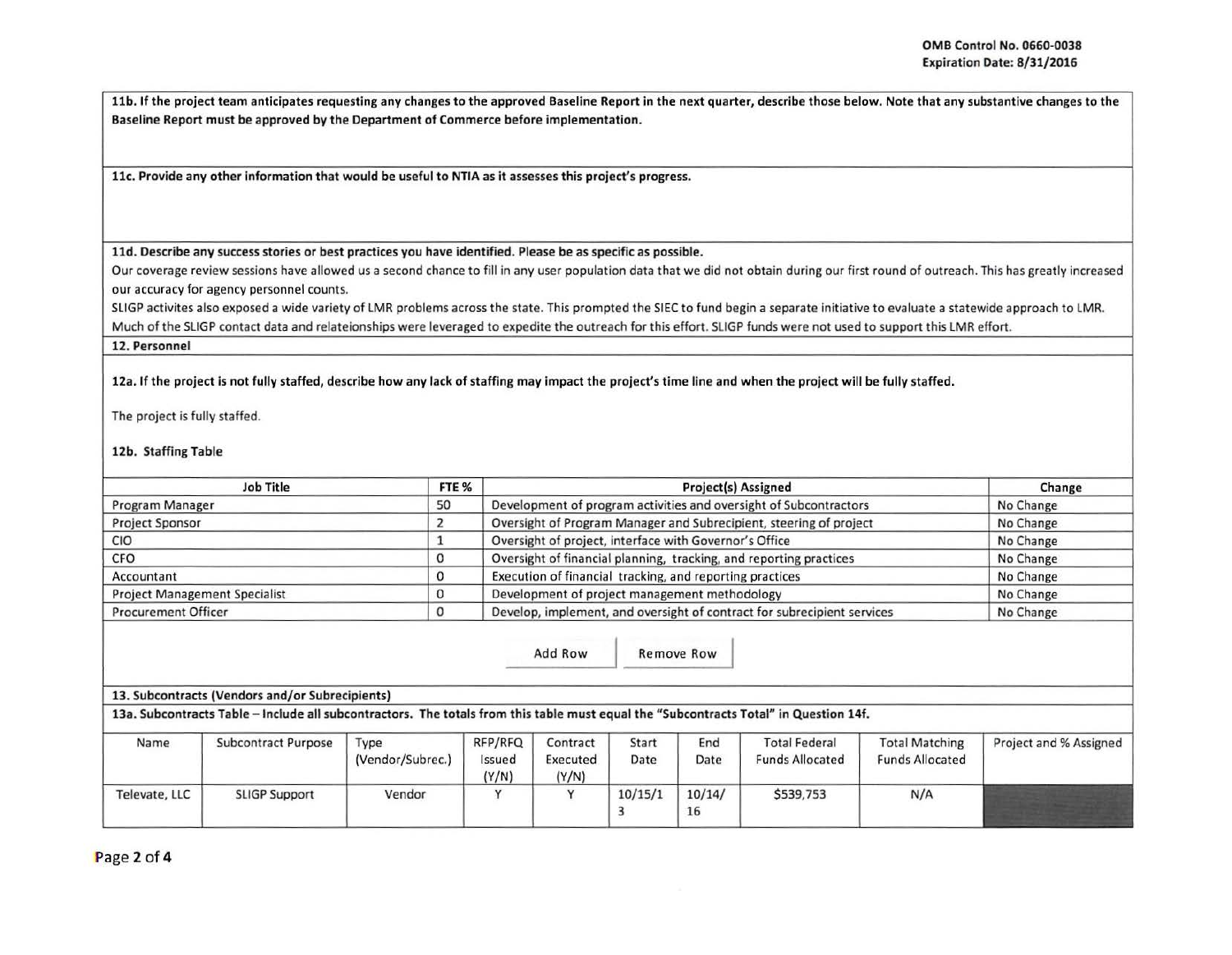**11b. If the project team anticipates requesting any changes to the approved Baseline Report in the next quarter, describe those below. Note that any substantive changes to the Baseline Report must be approved by the Department of Commerce before implementation.**

**11c. Provide any other information that would be useful to NTIA as it assesses this project's progress.**

**11d. Describe any success stories or best practices you have identified. Please be as specific as possible.**

Our coverage review sessions have allowed us a second chance to fill in any user population data that we did not obtain during our first round of outreach. This has greatly increased our accuracy for agency personnel counts.

SLIGP activites also exposed a wide variety of LMR problems across the state. This prompted the SIEC to fund begin a separate initiative to evaluate a statewide approach to LMR. Much of the SLIGP contact data and relateionships were leveraged to expedite the outreach for this effort. SLIGP funds were not used to support this LMR effort.

**12. Personnel**

**12a. If the project is not fully staffed, describe how any lack of staffing may impact the project's time line and when the project will be fully staffed.**

The project is fully staffed.

**12b. Staffing Table**

| Job Title | FTE % | Project(s) Assigned | Change |
|---|---|---|---|
| Program Manager | 50 | Development of program activities and oversight of Subcontractors | No Change |
| Project Sponsor | 2 | Oversight of Program Manager and Subrecipient, steering of project | No Change |
| CIO | 1 | Oversight of project, interface with Governor's Office | No Change |
| CFO | 0 | Oversight of financial planning, tracking, and reporting practices | No Change |
| Accountant | 0 | Execution of financial tracking, and reporting practices | No Change |
| Project Management Specialist | 0 | Development of project management methodology | No Change |
| Procurement Officer | 0 | Develop, implement, and oversight of contract for subrecipient services | No Change |

**13. Subcontracts (Vendors and/or Subrecipients)**

**13a. Subcontracts Table – Include all subcontractors. The totals from this table must equal the "Subcontracts Total" in Question 14f.**

| Name | Subcontract Purpose | Type (Vendor/Subrec.) | RFP/RFQ Issued (Y/N) | Contract Executed (Y/N) | Start Date | End Date | Total Federal Funds Allocated | Total Matching Funds Allocated | Project and % Assigned |
|---|---|---|---|---|---|---|---|---|---|
| Televate, LLC | SLIGP Support | Vendor | Y | Y | 10/15/13 | 10/14/16 | $539,753 | N/A | |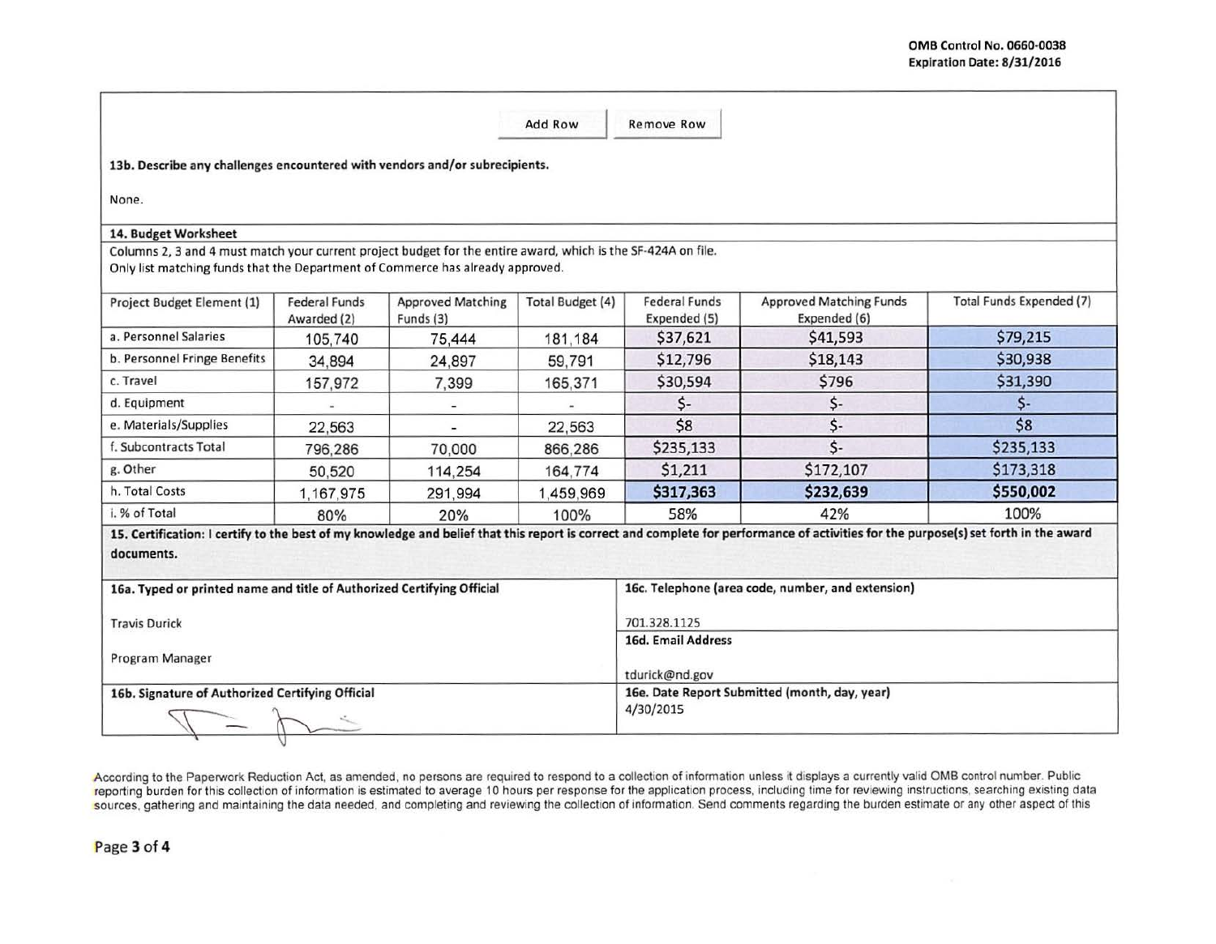OMB Control No. 0660-0038
Expiration Date: 8/31/2016

Add Row | Remove Row

**13b. Describe any challenges encountered with vendors and/or subrecipients.**

None.

**14. Budget Worksheet**

Columns 2, 3 and 4 must match your current project budget for the entire award, which is the SF-424A on file.
Only list matching funds that the Department of Commerce has already approved.

| Project Budget Element (1) | Federal Funds Awarded (2) | Approved Matching Funds (3) | Total Budget (4) | Federal Funds Expended (5) | Approved Matching Funds Expended (6) | Total Funds Expended (7) |
|---|---|---|---|---|---|---|
| a. Personnel Salaries | 105,740 | 75,444 | 181,184 | $37,621 | $41,593 | $79,215 |
| b. Personnel Fringe Benefits | 34,894 | 24,897 | 59,791 | $12,796 | $18,143 | $30,938 |
| c. Travel | 157,972 | 7,399 | 165,371 | $30,594 | $796 | $31,390 |
| d. Equipment | - | - | - | $- | $- | $- |
| e. Materials/Supplies | 22,563 | - | 22,563 | $8 | $- | $8 |
| f. Subcontracts Total | 796,286 | 70,000 | 866,286 | $235,133 | $- | $235,133 |
| g. Other | 50,520 | 114,254 | 164,774 | $1,211 | $172,107 | $173,318 |
| h. Total Costs | 1,167,975 | 291,994 | 1,459,969 | **$317,363** | **$232,639** | **$550,002** |
| i. % of Total | 80% | 20% | 100% | 58% | 42% | 100% |

**15. Certification: I certify to the best of my knowledge and belief that this report is correct and complete for performance of activities for the purpose(s) set forth in the award documents.**

| | |
|---|---|
| **16a. Typed or printed name and title of Authorized Certifying Official**<br><br>Travis Durick<br><br>Program Manager | **16c. Telephone (area code, number, and extension)**<br><br>701.328.1125<br><br>**16d. Email Address**<br><br>tdurick@nd.gov |
| **16b. Signature of Authorized Certifying Official** | **16e. Date Report Submitted (month, day, year)**<br><br>4/30/2015 |

According to the Paperwork Reduction Act, as amended, no persons are required to respond to a collection of information unless it displays a currently valid OMB control number. Public reporting burden for this collection of information is estimated to average 10 hours per response for the application process, including time for reviewing instructions, searching existing data sources, gathering and maintaining the data needed, and completing and reviewing the collection of information. Send comments regarding the burden estimate or any other aspect of this